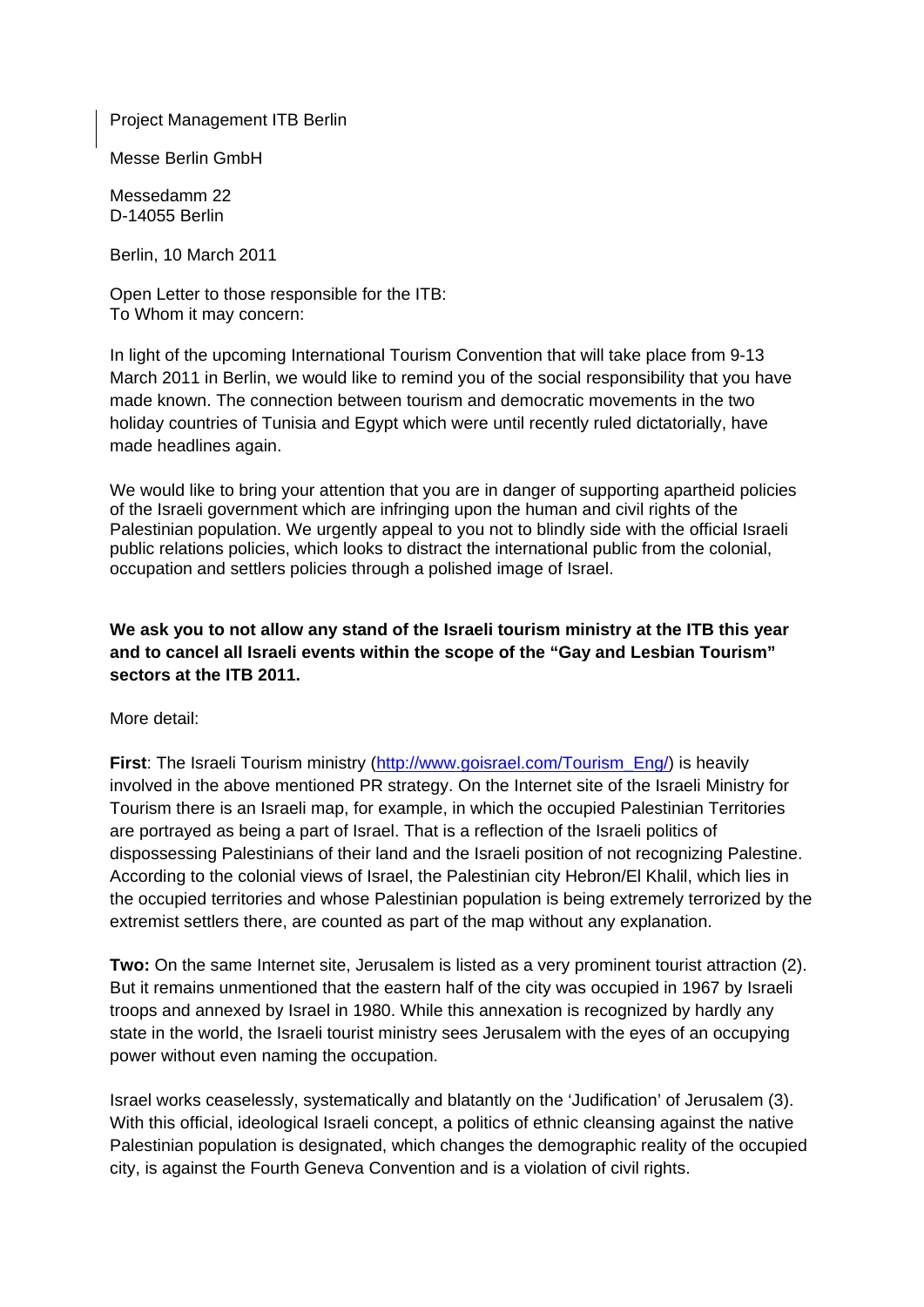Project Management ITB Berlin

Messe Berlin GmbH

Messedamm 22
D-14055 Berlin

Berlin, 10 March 2011

Open Letter to those responsible for the ITB:
To Whom it may concern:

In light of the upcoming International Tourism Convention that will take place from 9-13 March 2011 in Berlin, we would like to remind you of the social responsibility that you have made known. The connection between tourism and democratic movements in the two holiday countries of Tunisia and Egypt which were until recently ruled dictatorially, have made headlines again.

We would like to bring your attention that you are in danger of supporting apartheid policies of the Israeli government which are infringing upon the human and civil rights of the Palestinian population. We urgently appeal to you not to blindly side with the official Israeli public relations policies, which looks to distract the international public from the colonial, occupation and settlers policies through a polished image of Israel.

**We ask you to not allow any stand of the Israeli tourism ministry at the ITB this year and to cancel all Israeli events within the scope of the "Gay and Lesbian Tourism" sectors at the ITB 2011.**

More detail:

**First**: The Israeli Tourism ministry (http://www.goisrael.com/Tourism_Eng/) is heavily involved in the above mentioned PR strategy. On the Internet site of the Israeli Ministry for Tourism there is an Israeli map, for example, in which the occupied Palestinian Territories are portrayed as being a part of Israel. That is a reflection of the Israeli politics of dispossessing Palestinians of their land and the Israeli position of not recognizing Palestine. According to the colonial views of Israel, the Palestinian city Hebron/El Khalil, which lies in the occupied territories and whose Palestinian population is being extremely terrorized by the extremist settlers there, are counted as part of the map without any explanation.

**Two:** On the same Internet site, Jerusalem is listed as a very prominent tourist attraction (2). But it remains unmentioned that the eastern half of the city was occupied in 1967 by Israeli troops and annexed by Israel in 1980. While this annexation is recognized by hardly any state in the world, the Israeli tourist ministry sees Jerusalem with the eyes of an occupying power without even naming the occupation.

Israel works ceaselessly, systematically and blatantly on the 'Judification' of Jerusalem (3). With this official, ideological Israeli concept, a politics of ethnic cleansing against the native Palestinian population is designated, which changes the demographic reality of the occupied city, is against the Fourth Geneva Convention and is a violation of civil rights.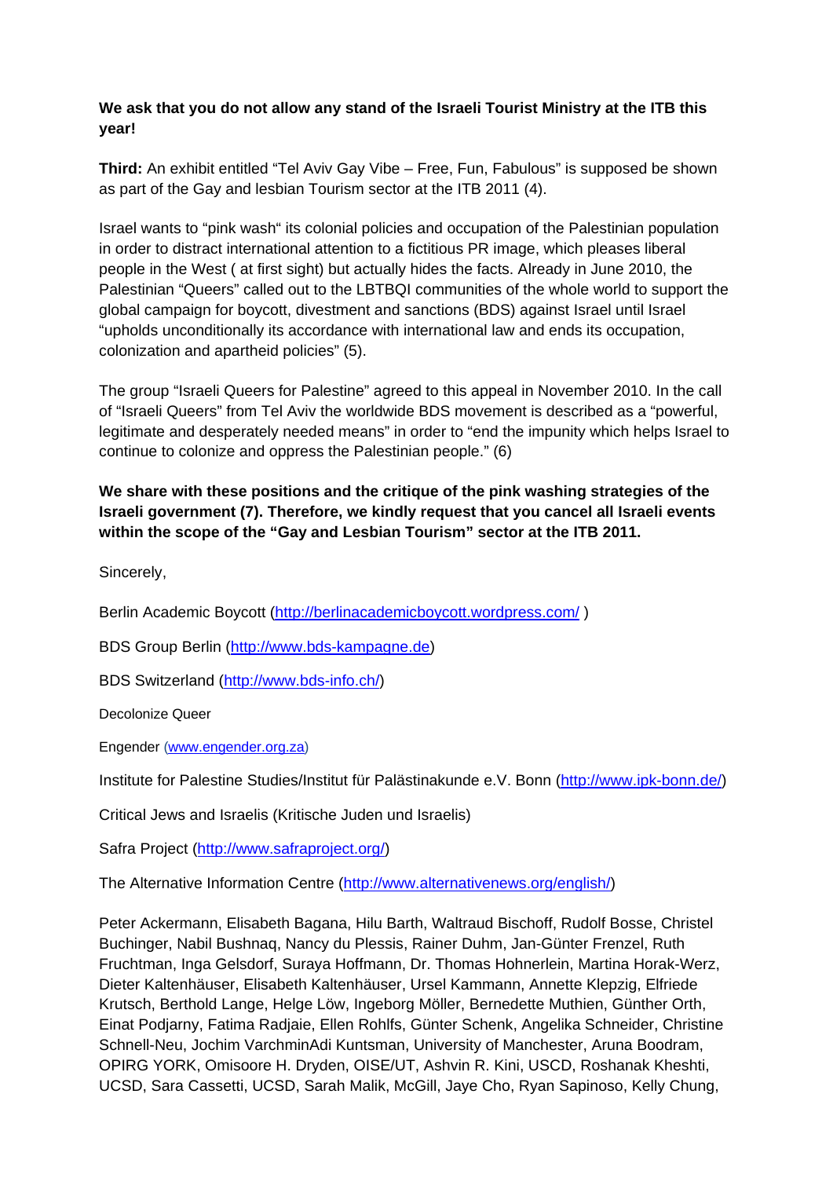**We ask that you do not allow any stand of the Israeli Tourist Ministry at the ITB this year!**

**Third:** An exhibit entitled “Tel Aviv Gay Vibe – Free, Fun, Fabulous” is supposed be shown as part of the Gay and lesbian Tourism sector at the ITB 2011 (4).

Israel wants to “pink wash“ its colonial policies and occupation of the Palestinian population in order to distract international attention to a fictitious PR image, which pleases liberal people in the West ( at first sight) but actually hides the facts. Already in June 2010, the Palestinian “Queers” called out to the LBTBQI communities of the whole world to support the global campaign for boycott, divestment and sanctions (BDS) against Israel until Israel “upholds unconditionally its accordance with international law and ends its occupation, colonization and apartheid policies” (5).

The group “Israeli Queers for Palestine” agreed to this appeal in November 2010. In the call of “Israeli Queers” from Tel Aviv the worldwide BDS movement is described as a “powerful, legitimate and desperately needed means” in order to “end the impunity which helps Israel to continue to colonize and oppress the Palestinian people.” (6)

**We share with these positions and the critique of the pink washing strategies of the Israeli government (7). Therefore, we kindly request that you cancel all Israeli events within the scope of the “Gay and Lesbian Tourism” sector at the ITB 2011.**

Sincerely,

Berlin Academic Boycott (http://berlinacademicboycott.wordpress.com/ )

BDS Group Berlin (http://www.bds-kampagne.de)

BDS Switzerland (http://www.bds-info.ch/)

Decolonize Queer

Engender (www.engender.org.za)

Institute for Palestine Studies/Institut für Palästinakunde e.V. Bonn (http://www.ipk-bonn.de/)

Critical Jews and Israelis (Kritische Juden und Israelis)

Safra Project (http://www.safraproject.org/)

The Alternative Information Centre (http://www.alternativenews.org/english/)

Peter Ackermann, Elisabeth Bagana, Hilu Barth, Waltraud Bischoff, Rudolf Bosse, Christel Buchinger, Nabil Bushnaq, Nancy du Plessis, Rainer Duhm, Jan-Günter Frenzel, Ruth Fruchtman, Inga Gelsdorf, Suraya Hoffmann, Dr. Thomas Hohnerlein, Martina Horak-Werz, Dieter Kaltenhäuser, Elisabeth Kaltenhäuser, Ursel Kammann, Annette Klepzig, Elfriede Krutsch, Berthold Lange, Helge Löw, Ingeborg Möller, Bernedette Muthien, Günther Orth, Einat Podjarny, Fatima Radjaie, Ellen Rohlfs, Günter Schenk, Angelika Schneider, Christine Schnell-Neu, Jochim VarchminAdi Kuntsman, University of Manchester, Aruna Boodram, OPIRG YORK, Omisoore H. Dryden, OISE/UT, Ashvin R. Kini, USCD, Roshanak Kheshti, UCSD, Sara Cassetti, UCSD, Sarah Malik, McGill, Jaye Cho, Ryan Sapinoso, Kelly Chung,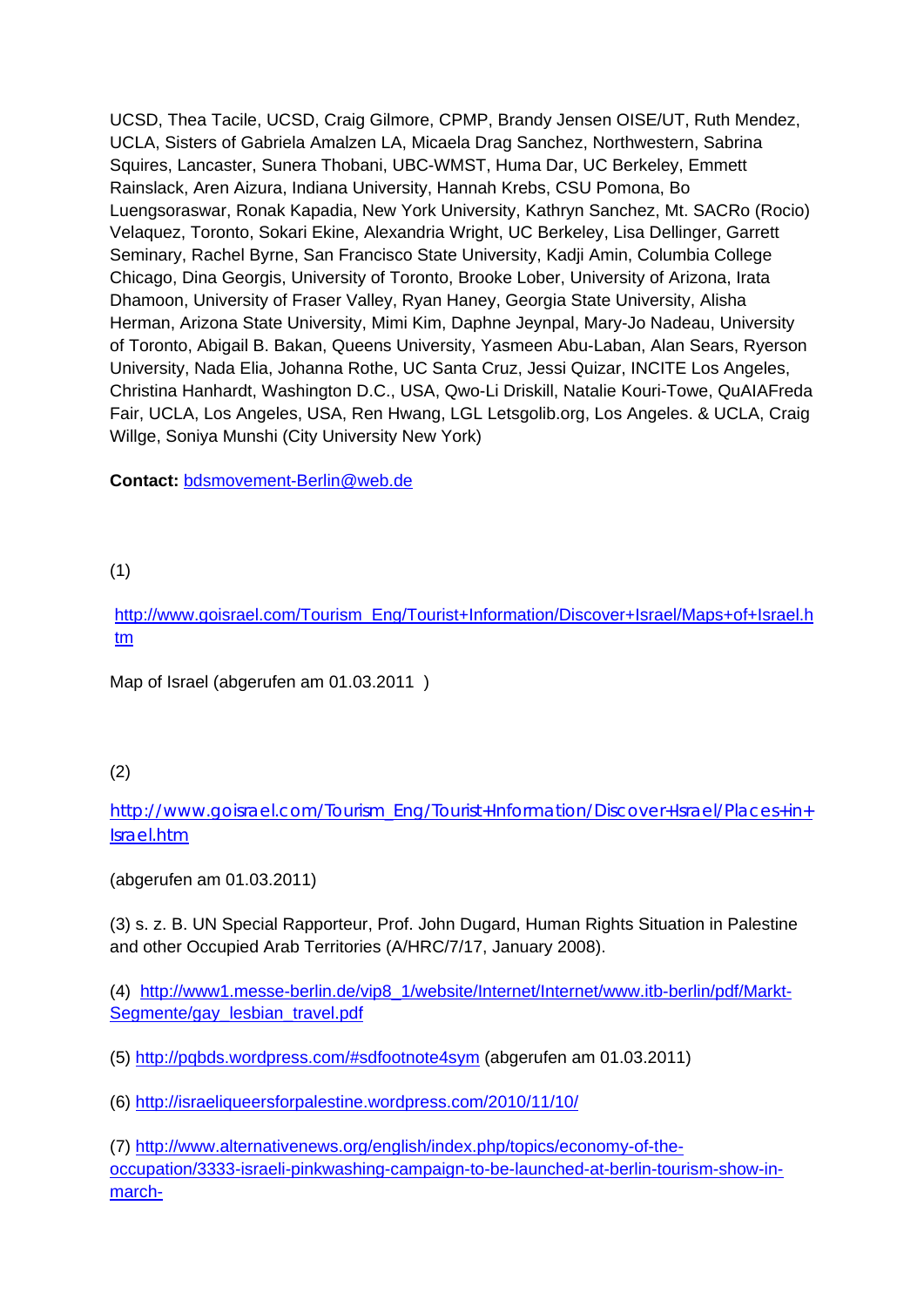UCSD, Thea Tacile, UCSD, Craig Gilmore, CPMP, Brandy Jensen OISE/UT, Ruth Mendez, UCLA, Sisters of Gabriela Amalzen LA, Micaela Drag Sanchez, Northwestern, Sabrina Squires, Lancaster, Sunera Thobani, UBC-WMST, Huma Dar, UC Berkeley, Emmett Rainslack, Aren Aizura, Indiana University, Hannah Krebs, CSU Pomona, Bo Luengsoraswar, Ronak Kapadia, New York University, Kathryn Sanchez, Mt. SACRo (Rocio) Velaquez, Toronto, Sokari Ekine, Alexandria Wright, UC Berkeley, Lisa Dellinger, Garrett Seminary, Rachel Byrne, San Francisco State University, Kadji Amin, Columbia College Chicago, Dina Georgis, University of Toronto, Brooke Lober, University of Arizona, Irata Dhamoon, University of Fraser Valley, Ryan Haney, Georgia State University, Alisha Herman, Arizona State University, Mimi Kim, Daphne Jeynpal, Mary-Jo Nadeau, University of Toronto, Abigail B. Bakan, Queens University, Yasmeen Abu-Laban, Alan Sears, Ryerson University, Nada Elia, Johanna Rothe, UC Santa Cruz, Jessi Quizar, INCITE Los Angeles, Christina Hanhardt, Washington D.C., USA, Qwo-Li Driskill, Natalie Kouri-Towe, QuAIAFreda Fair, UCLA, Los Angeles, USA, Ren Hwang, LGL Letsgolib.org, Los Angeles. & UCLA, Craig Willge, Soniya Munshi (City University New York)

**Contact:** bdsmovement-Berlin@web.de

(1)

http://www.goisrael.com/Tourism_Eng/Tourist+Information/Discover+Israel/Maps+of+Israel.htm

Map of Israel (abgerufen am 01.03.2011 )

(2)

http://www.goisrael.com/Tourism_Eng/Tourist+Information/Discover+Israel/Places+in+Israel.htm

(abgerufen am 01.03.2011)

(3) s. z. B. UN Special Rapporteur, Prof. John Dugard, Human Rights Situation in Palestine and other Occupied Arab Territories (A/HRC/7/17, January 2008).

(4) http://www1.messe-berlin.de/vip8_1/website/Internet/Internet/www.itb-berlin/pdf/Markt-Segmente/gay_lesbian_travel.pdf

(5) http://pqbds.wordpress.com/#sdfootnote4sym (abgerufen am 01.03.2011)

(6) http://israeliqueersforpalestine.wordpress.com/2010/11/10/

(7) http://www.alternativenews.org/english/index.php/topics/economy-of-the-occupation/3333-israeli-pinkwashing-campaign-to-be-launched-at-berlin-tourism-show-in-march-